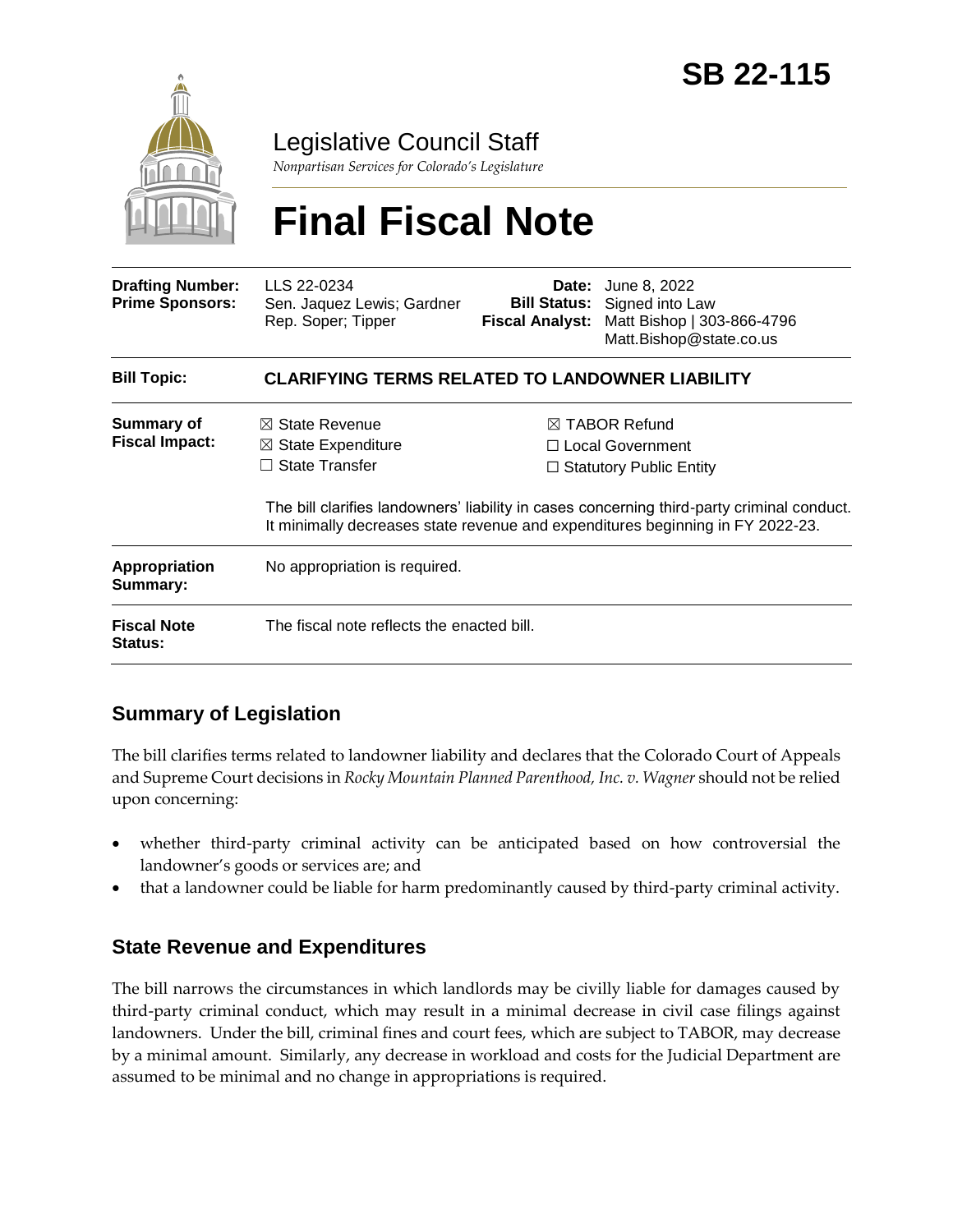# SB 22-115

## Legislative Council Staff

*Nonpartisan Services for Colorado's Legislature*

# Final Fiscal Note

| | | | |
|---|---|---|---|
| **Drafting Number:** | LLS 22-0234 | **Date:** | June 8, 2022 |
| **Prime Sponsors:** | Sen. Jaquez Lewis; Gardner<br>Rep. Soper; Tipper | **Bill Status:** | Signed into Law |
| | | **Fiscal Analyst:** | Matt Bishop \| 303-866-4796<br>Matt.Bishop@state.co.us |

| | |
|---|---|
| **Bill Topic:** | **CLARIFYING TERMS RELATED TO LANDOWNER LIABILITY** |
| **Summary of Fiscal Impact:** | ☒ State Revenue<br>☒ State Expenditure<br>☐ State Transfer<br>☒ TABOR Refund<br>☐ Local Government<br>☐ Statutory Public Entity<br><br>The bill clarifies landowners' liability in cases concerning third-party criminal conduct. It minimally decreases state revenue and expenditures beginning in FY 2022-23. |
| **Appropriation Summary:** | No appropriation is required. |
| **Fiscal Note Status:** | The fiscal note reflects the enacted bill. |

## Summary of Legislation

The bill clarifies terms related to landowner liability and declares that the Colorado Court of Appeals and Supreme Court decisions in *Rocky Mountain Planned Parenthood, Inc. v. Wagner* should not be relied upon concerning:

- whether third-party criminal activity can be anticipated based on how controversial the landowner's goods or services are; and
- that a landowner could be liable for harm predominantly caused by third-party criminal activity.

## State Revenue and Expenditures

The bill narrows the circumstances in which landlords may be civilly liable for damages caused by third-party criminal conduct, which may result in a minimal decrease in civil case filings against landowners. Under the bill, criminal fines and court fees, which are subject to TABOR, may decrease by a minimal amount. Similarly, any decrease in workload and costs for the Judicial Department are assumed to be minimal and no change in appropriations is required.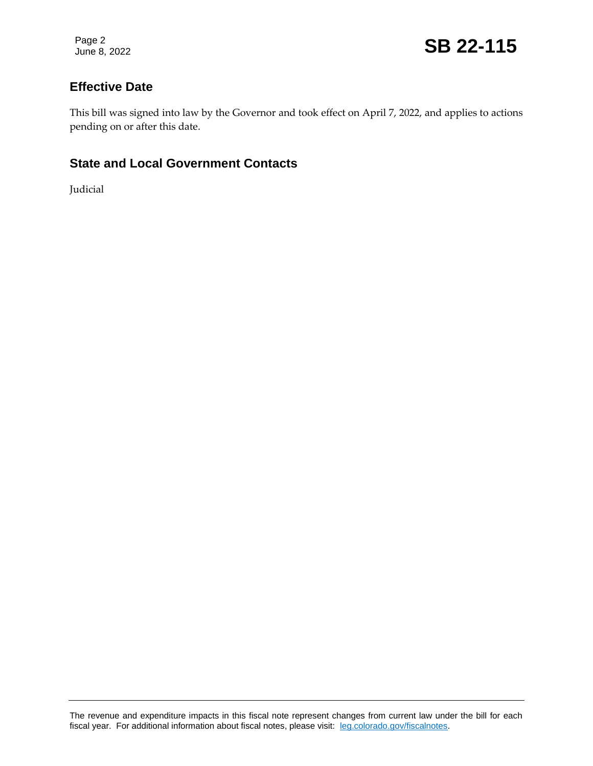## Effective Date

This bill was signed into law by the Governor and took effect on April 7, 2022, and applies to actions pending on or after this date.

## State and Local Government Contacts

Judicial

The revenue and expenditure impacts in this fiscal note represent changes from current law under the bill for each fiscal year. For additional information about fiscal notes, please visit: leg.colorado.gov/fiscalnotes.